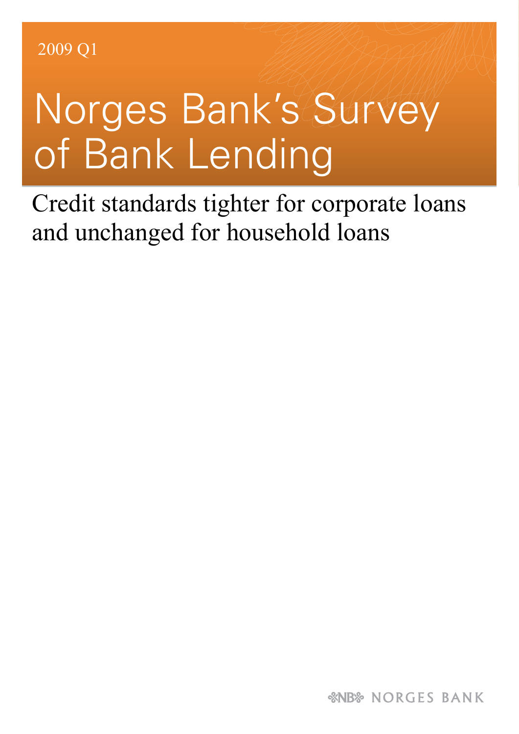2009 Q1

# Norges Bank's Survey of Bank Lending

## Credit standards tighter for corporate loans and unchanged for household loans

NORGES BANK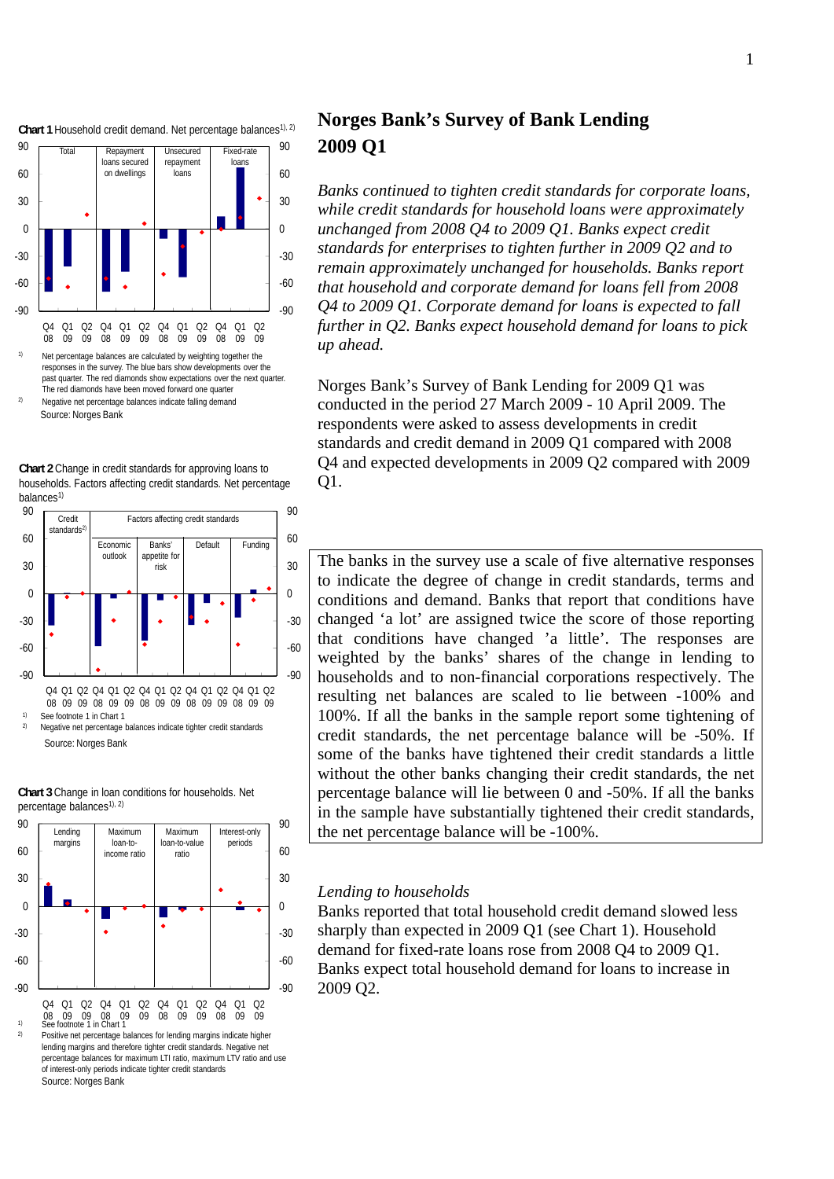# Norges Bank's Survey of Bank Lending 2009 Q1

*Banks continued to tighten credit standards for corporate loans, while credit standards for household loans were approximately unchanged from 2008 Q4 to 2009 Q1. Banks expect credit standards for enterprises to tighten further in 2009 Q2 and to remain approximately unchanged for households. Banks report that household and corporate demand for loans fell from 2008 Q4 to 2009 Q1. Corporate demand for loans is expected to fall further in Q2. Banks expect household demand for loans to pick up ahead.*

Norges Bank's Survey of Bank Lending for 2009 Q1 was conducted in the period 27 March 2009 - 10 April 2009. The respondents were asked to assess developments in credit standards and credit demand in 2009 Q1 compared with 2008 Q4 and expected developments in 2009 Q2 compared with 2009 Q1.

The banks in the survey use a scale of five alternative responses to indicate the degree of change in credit standards, terms and conditions and demand. Banks that report that conditions have changed 'a lot' are assigned twice the score of those reporting that conditions have changed 'a little'. The responses are weighted by the banks' shares of the change in lending to households and to non-financial corporations respectively. The resulting net balances are scaled to lie between -100% and 100%. If all the banks in the sample report some tightening of credit standards, the net percentage balance will be -50%. If some of the banks have tightened their credit standards a little without the other banks changing their credit standards, the net percentage balance will lie between 0 and -50%. If all the banks in the sample have substantially tightened their credit standards, the net percentage balance will be -100%.

**Chart 1** Household credit demand. Net percentage balances[1), 2)]

1) Net percentage balances are calculated by weighting together the responses in the survey. The blue bars show developments over the past quarter. The red diamonds show expectations over the next quarter. The red diamonds have been moved forward one quarter

2) Negative net percentage balances indicate falling demand

Source: Norges Bank

**Chart 2** Change in credit standards for approving loans to households. Factors affecting credit standards. Net percentage balances[1)]

1) See footnote 1 in Chart 1

2) Negative net percentage balances indicate tighter credit standards

Source: Norges Bank

**Chart 3** Change in loan conditions for households. Net percentage balances[1), 2)]

1) See footnote 1 in Chart 1

2) Positive net percentage balances for lending margins indicate higher lending margins and therefore tighter credit standards. Negative net percentage balances for maximum LTI ratio, maximum LTV ratio and use of interest-only periods indicate tighter credit standards

Source: Norges Bank

*Lending to households*

Banks reported that total household credit demand slowed less sharply than expected in 2009 Q1 (see Chart 1). Household demand for fixed-rate loans rose from 2008 Q4 to 2009 Q1. Banks expect total household demand for loans to increase in 2009 Q2.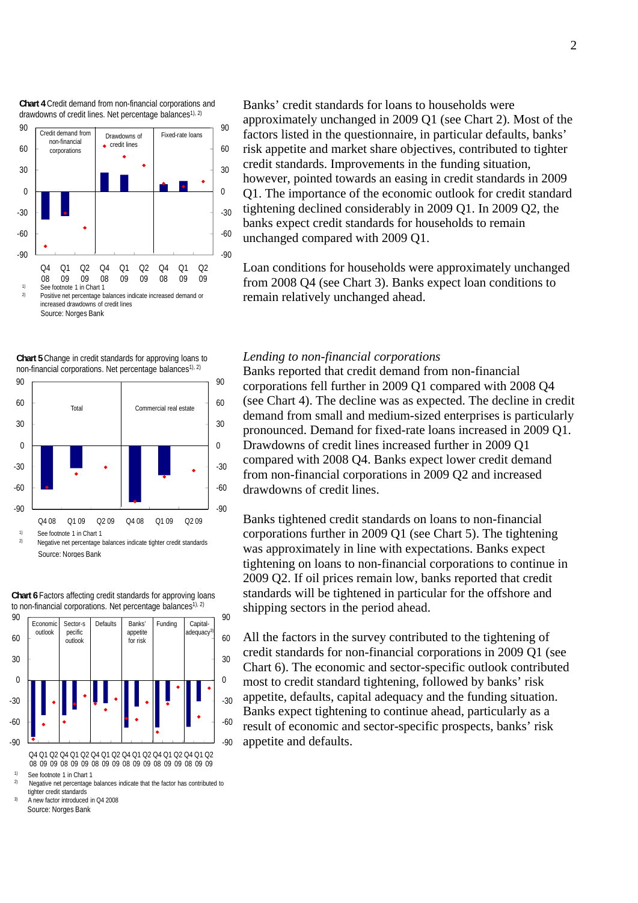**Chart 4** Credit demand from non-financial corporations and drawdowns of credit lines. Net percentage balances[1), 2)]

Credit demand from non-financial corporations | Drawdowns of credit lines | Fixed-rate loans

Q4 08 | Q1 09 | Q2 09 | Q4 08 | Q1 09 | Q2 09 | Q4 08 | Q1 09 | Q2 09

1) See footnote 1 in Chart 1
2) Positive net percentage balances indicate increased demand or increased drawdowns of credit lines

Source: Norges Bank

Banks' credit standards for loans to households were approximately unchanged in 2009 Q1 (see Chart 2). Most of the factors listed in the questionnaire, in particular defaults, banks' risk appetite and market share objectives, contributed to tighter credit standards. Improvements in the funding situation, however, pointed towards an easing in credit standards in 2009 Q1. The importance of the economic outlook for credit standard tightening declined considerably in 2009 Q1. In 2009 Q2, the banks expect credit standards for households to remain unchanged compared with 2009 Q1.

Loan conditions for households were approximately unchanged from 2008 Q4 (see Chart 3). Banks expect loan conditions to remain relatively unchanged ahead.

**Chart 5** Change in credit standards for approving loans to non-financial corporations. Net percentage balances[1), 2)]

Total | Commercial real estate

Q4 08 | Q1 09 | Q2 09 | Q4 08 | Q1 09 | Q2 09

1) See footnote 1 in Chart 1
2) Negative net percentage balances indicate tighter credit standards

Source: Norges Bank

*Lending to non-financial corporations*

Banks reported that credit demand from non-financial corporations fell further in 2009 Q1 compared with 2008 Q4 (see Chart 4). The decline was as expected. The decline in credit demand from small and medium-sized enterprises is particularly pronounced. Demand for fixed-rate loans increased in 2009 Q1. Drawdowns of credit lines increased further in 2009 Q1 compared with 2008 Q4. Banks expect lower credit demand from non-financial corporations in 2009 Q2 and increased drawdowns of credit lines.

Banks tightened credit standards on loans to non-financial corporations further in 2009 Q1 (see Chart 5). The tightening was approximately in line with expectations. Banks expect tightening on loans to non-financial corporations to continue in 2009 Q2. If oil prices remain low, banks reported that credit standards will be tightened in particular for the offshore and shipping sectors in the period ahead.

**Chart 6** Factors affecting credit standards for approving loans to non-financial corporations. Net percentage balances[1), 2)]

Economic outlook | Sector-specific outlook | Defaults | Banks' appetite for risk | Funding | Capital-adequacy[3)]

Q4 08 | Q1 09 | Q2 09 | Q4 08 | Q1 09 | Q2 09 | Q4 08 | Q1 09 | Q2 09 | Q4 08 | Q1 09 | Q2 09 | Q4 08 | Q1 09 | Q2 09 | Q4 08 | Q1 09 | Q2 09

1) See footnote 1 in Chart 1
2) Negative net percentage balances indicate that the factor has contributed to tighter credit standards
3) A new factor introduced in Q4 2008

Source: Norges Bank

All the factors in the survey contributed to the tightening of credit standards for non-financial corporations in 2009 Q1 (see Chart 6). The economic and sector-specific outlook contributed most to credit standard tightening, followed by banks' risk appetite, defaults, capital adequacy and the funding situation. Banks expect tightening to continue ahead, particularly as a result of economic and sector-specific prospects, banks' risk appetite and defaults.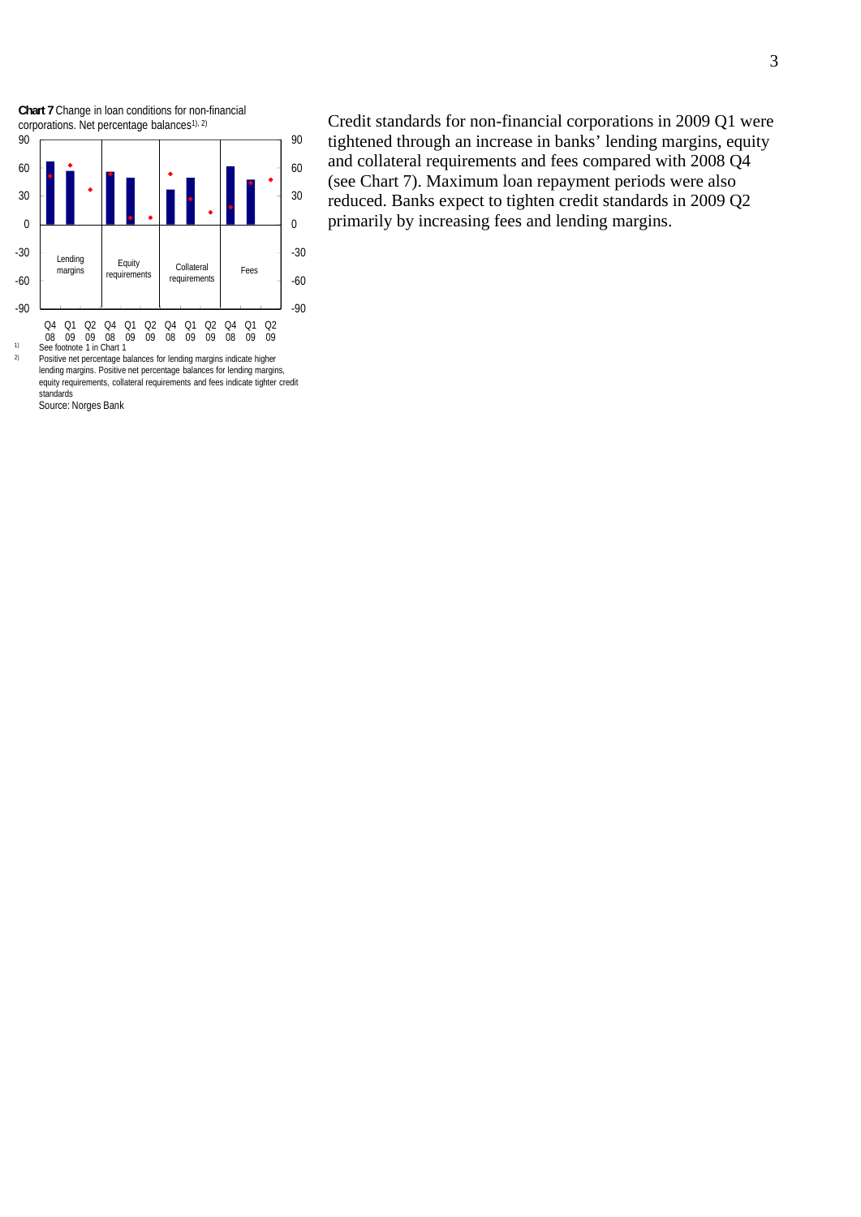**Chart 7** Change in loan conditions for non-financial corporations. Net percentage balances[1), 2)]

90
60
30
0
-30
-60
-90

Lending margins
Equity requirements
Collateral requirements
Fees

Q4 08 Q1 09 Q2 09 Q4 08 Q1 09 Q2 09 Q4 08 Q1 09 Q2 09 Q4 08 Q1 09 Q2 09

1) See footnote 1 in Chart 1

2) Positive net percentage balances for lending margins indicate higher lending margins. Positive net percentage balances for lending margins, equity requirements, collateral requirements and fees indicate tighter credit standards

Source: Norges Bank

Credit standards for non-financial corporations in 2009 Q1 were tightened through an increase in banks' lending margins, equity and collateral requirements and fees compared with 2008 Q4 (see Chart 7). Maximum loan repayment periods were also reduced. Banks expect to tighten credit standards in 2009 Q2 primarily by increasing fees and lending margins.